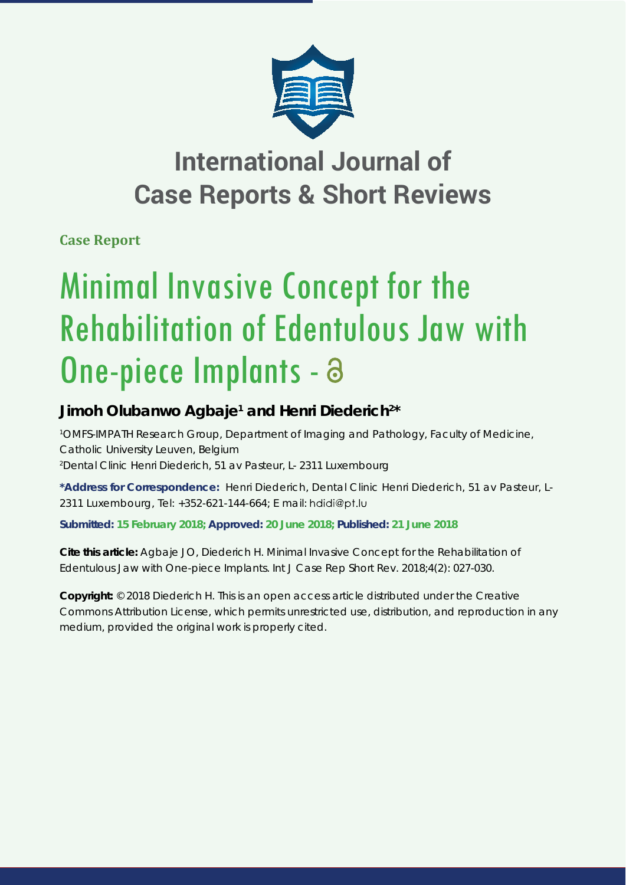# International Journal of Case Reports & Short Reviews

**Case Report**

# Minimal Invasive Concept for the Rehabilitation of Edentulous Jaw with One-piece Implants -

**Jimoh Olubanwo Agbaje[1] and Henri Diederich[2]***

[1]OMFS-IMPATH Research Group, Department of Imaging and Pathology, Faculty of Medicine, Catholic University Leuven, Belgium
[2]Dental Clinic Henri Diederich, 51 av Pasteur, L- 2311 Luxembourg

**\*Address for Correspondence:** Henri Diederich, Dental Clinic Henri Diederich, 51 av Pasteur, L-2311 Luxembourg, Tel: +352-621-144-664; E mail: hdidi@pt.lu

**Submitted: 15 February 2018; Approved: 20 June 2018; Published: 21 June 2018**

**Cite this article:** Agbaje JO, Diederich H. Minimal Invasive Concept for the Rehabilitation of Edentulous Jaw with One-piece Implants. Int J Case Rep Short Rev. 2018;4(2): 027-030.

**Copyright:** © 2018 Diederich H. This is an open access article distributed under the Creative Commons Attribution License, which permits unrestricted use, distribution, and reproduction in any medium, provided the original work is properly cited.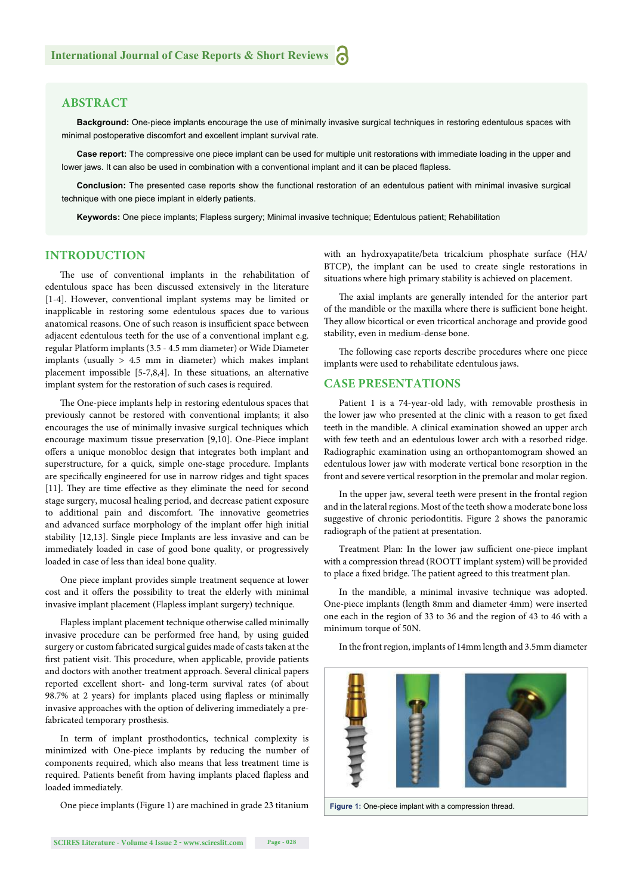## ABSTRACT

**Background:** One-piece implants encourage the use of minimally invasive surgical techniques in restoring edentulous spaces with minimal postoperative discomfort and excellent implant survival rate.

**Case report:** The compressive one piece implant can be used for multiple unit restorations with immediate loading in the upper and lower jaws. It can also be used in combination with a conventional implant and it can be placed flapless.

**Conclusion:** The presented case reports show the functional restoration of an edentulous patient with minimal invasive surgical technique with one piece implant in elderly patients.

**Keywords:** One piece implants; Flapless surgery; Minimal invasive technique; Edentulous patient; Rehabilitation

## INTRODUCTION

The use of conventional implants in the rehabilitation of edentulous space has been discussed extensively in the literature [1-4]. However, conventional implant systems may be limited or inapplicable in restoring some edentulous spaces due to various anatomical reasons. One of such reason is insufficient space between adjacent edentulous teeth for the use of a conventional implant e.g. regular Platform implants (3.5 - 4.5 mm diameter) or Wide Diameter implants (usually > 4.5 mm in diameter) which makes implant placement impossible [5-7,8,4]. In these situations, an alternative implant system for the restoration of such cases is required.

The One-piece implants help in restoring edentulous spaces that previously cannot be restored with conventional implants; it also encourages the use of minimally invasive surgical techniques which encourage maximum tissue preservation [9,10]. One-Piece implant offers a unique monobloc design that integrates both implant and superstructure, for a quick, simple one-stage procedure. Implants are specifically engineered for use in narrow ridges and tight spaces [11]. They are time effective as they eliminate the need for second stage surgery, mucosal healing period, and decrease patient exposure to additional pain and discomfort. The innovative geometries and advanced surface morphology of the implant offer high initial stability [12,13]. Single piece Implants are less invasive and can be immediately loaded in case of good bone quality, or progressively loaded in case of less than ideal bone quality.

One piece implant provides simple treatment sequence at lower cost and it offers the possibility to treat the elderly with minimal invasive implant placement (Flapless implant surgery) technique.

Flapless implant placement technique otherwise called minimally invasive procedure can be performed free hand, by using guided surgery or custom fabricated surgical guides made of casts taken at the first patient visit. This procedure, when applicable, provide patients and doctors with another treatment approach. Several clinical papers reported excellent short- and long-term survival rates (of about 98.7% at 2 years) for implants placed using flapless or minimally invasive approaches with the option of delivering immediately a pre-fabricated temporary prosthesis.

In term of implant prosthodontics, technical complexity is minimized with One-piece implants by reducing the number of components required, which also means that less treatment time is required. Patients benefit from having implants placed flapless and loaded immediately.

One piece implants (Figure 1) are machined in grade 23 titanium with an hydroxyapatite/beta tricalcium phosphate surface (HA/BTCP), the implant can be used to create single restorations in situations where high primary stability is achieved on placement.

The axial implants are generally intended for the anterior part of the mandible or the maxilla where there is sufficient bone height. They allow bicortical or even tricortical anchorage and provide good stability, even in medium-dense bone.

The following case reports describe procedures where one piece implants were used to rehabilitate edentulous jaws.

## CASE PRESENTATIONS

Patient 1 is a 74-year-old lady, with removable prosthesis in the lower jaw who presented at the clinic with a reason to get fixed teeth in the mandible. A clinical examination showed an upper arch with few teeth and an edentulous lower arch with a resorbed ridge. Radiographic examination using an orthopantomogram showed an edentulous lower jaw with moderate vertical bone resorption in the front and severe vertical resorption in the premolar and molar region.

In the upper jaw, several teeth were present in the frontal region and in the lateral regions. Most of the teeth show a moderate bone loss suggestive of chronic periodontitis. Figure 2 shows the panoramic radiograph of the patient at presentation.

Treatment Plan: In the lower jaw sufficient one-piece implant with a compression thread (ROOTT implant system) will be provided to place a fixed bridge. The patient agreed to this treatment plan.

In the mandible, a minimal invasive technique was adopted. One-piece implants (length 8mm and diameter 4mm) were inserted one each in the region of 33 to 36 and the region of 43 to 46 with a minimum torque of 50N.

In the front region, implants of 14mm length and 3.5mm diameter

Figure 1: One-piece implant with a compression thread.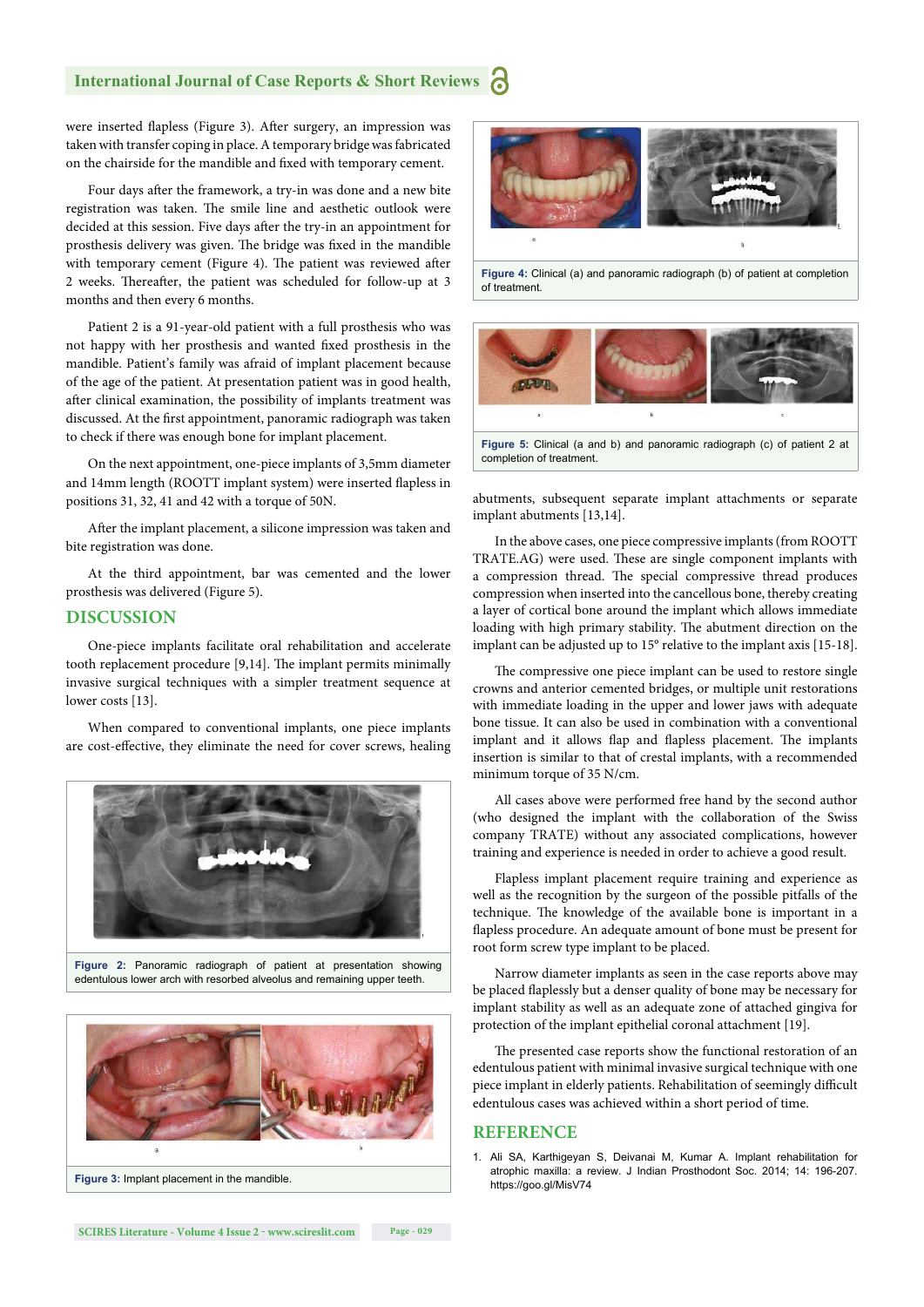were inserted flapless (Figure 3). After surgery, an impression was taken with transfer coping in place. A temporary bridge was fabricated on the chairside for the mandible and fixed with temporary cement.

Four days after the framework, a try-in was done and a new bite registration was taken. The smile line and aesthetic outlook were decided at this session. Five days after the try-in an appointment for prosthesis delivery was given. The bridge was fixed in the mandible with temporary cement (Figure 4). The patient was reviewed after 2 weeks. Thereafter, the patient was scheduled for follow-up at 3 months and then every 6 months.

Patient 2 is a 91-year-old patient with a full prosthesis who was not happy with her prosthesis and wanted fixed prosthesis in the mandible. Patient's family was afraid of implant placement because of the age of the patient. At presentation patient was in good health, after clinical examination, the possibility of implants treatment was discussed. At the first appointment, panoramic radiograph was taken to check if there was enough bone for implant placement.

On the next appointment, one-piece implants of 3,5mm diameter and 14mm length (ROOTT implant system) were inserted flapless in positions 31, 32, 41 and 42 with a torque of 50N.

After the implant placement, a silicone impression was taken and bite registration was done.

At the third appointment, bar was cemented and the lower prosthesis was delivered (Figure 5).

## DISCUSSION

One-piece implants facilitate oral rehabilitation and accelerate tooth replacement procedure [9,14]. The implant permits minimally invasive surgical techniques with a simpler treatment sequence at lower costs [13].

When compared to conventional implants, one piece implants are cost-effective, they eliminate the need for cover screws, healing abutments, subsequent separate implant attachments or separate implant abutments [13,14].

Figure 2: Panoramic radiograph of patient at presentation showing edentulous lower arch with resorbed alveolus and remaining upper teeth.

Figure 3: Implant placement in the mandible.

Figure 4: Clinical (a) and panoramic radiograph (b) of patient at completion of treatment.

Figure 5: Clinical (a and b) and panoramic radiograph (c) of patient 2 at completion of treatment.

In the above cases, one piece compressive implants (from ROOTT TRATE.AG) were used. These are single component implants with a compression thread. The special compressive thread produces compression when inserted into the cancellous bone, thereby creating a layer of cortical bone around the implant which allows immediate loading with high primary stability. The abutment direction on the implant can be adjusted up to 15° relative to the implant axis [15-18].

The compressive one piece implant can be used to restore single crowns and anterior cemented bridges, or multiple unit restorations with immediate loading in the upper and lower jaws with adequate bone tissue. It can also be used in combination with a conventional implant and it allows flap and flapless placement. The implants insertion is similar to that of crestal implants, with a recommended minimum torque of 35 N/cm.

All cases above were performed free hand by the second author (who designed the implant with the collaboration of the Swiss company TRATE) without any associated complications, however training and experience is needed in order to achieve a good result.

Flapless implant placement require training and experience as well as the recognition by the surgeon of the possible pitfalls of the technique. The knowledge of the available bone is important in a flapless procedure. An adequate amount of bone must be present for root form screw type implant to be placed.

Narrow diameter implants as seen in the case reports above may be placed flaplessly but a denser quality of bone may be necessary for implant stability as well as an adequate zone of attached gingiva for protection of the implant epithelial coronal attachment [19].

The presented case reports show the functional restoration of an edentulous patient with minimal invasive surgical technique with one piece implant in elderly patients. Rehabilitation of seemingly difficult edentulous cases was achieved within a short period of time.

## REFERENCE

1. Ali SA, Karthigeyan S, Deivanai M, Kumar A. Implant rehabilitation for atrophic maxilla: a review. J Indian Prosthodont Soc. 2014; 14: 196-207. https://goo.gl/MisV74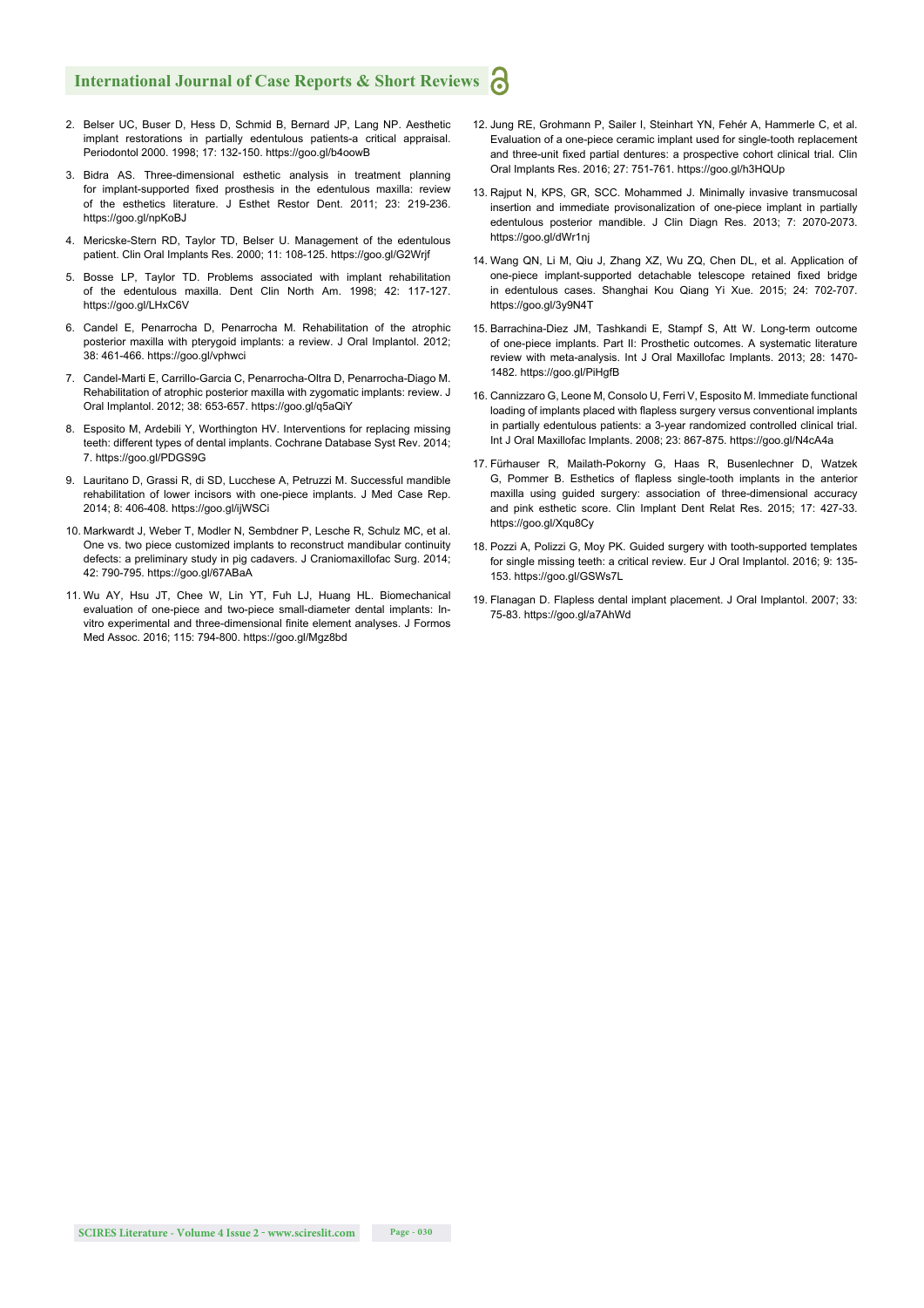2. Belser UC, Buser D, Hess D, Schmid B, Bernard JP, Lang NP. Aesthetic implant restorations in partially edentulous patients-a critical appraisal. Periodontol 2000. 1998; 17: 132-150. https://goo.gl/b4oowB
3. Bidra AS. Three-dimensional esthetic analysis in treatment planning for implant-supported fixed prosthesis in the edentulous maxilla: review of the esthetics literature. J Esthet Restor Dent. 2011; 23: 219-236. https://goo.gl/npKoBJ
4. Mericske-Stern RD, Taylor TD, Belser U. Management of the edentulous patient. Clin Oral Implants Res. 2000; 11: 108-125. https://goo.gl/G2Wrjf
5. Bosse LP, Taylor TD. Problems associated with implant rehabilitation of the edentulous maxilla. Dent Clin North Am. 1998; 42: 117-127. https://goo.gl/LHxC6V
6. Candel E, Penarrocha D, Penarrocha M. Rehabilitation of the atrophic posterior maxilla with pterygoid implants: a review. J Oral Implantol. 2012; 38: 461-466. https://goo.gl/vphwci
7. Candel-Marti E, Carrillo-Garcia C, Penarrocha-Oltra D, Penarrocha-Diago M. Rehabilitation of atrophic posterior maxilla with zygomatic implants: review. J Oral Implantol. 2012; 38: 653-657. https://goo.gl/q5aQiY
8. Esposito M, Ardebili Y, Worthington HV. Interventions for replacing missing teeth: different types of dental implants. Cochrane Database Syst Rev. 2014; 7. https://goo.gl/PDGS9G
9. Lauritano D, Grassi R, di SD, Lucchese A, Petruzzi M. Successful mandible rehabilitation of lower incisors with one-piece implants. J Med Case Rep. 2014; 8: 406-408. https://goo.gl/ijWSCi
10. Markwardt J, Weber T, Modler N, Sembdner P, Lesche R, Schulz MC, et al. One vs. two piece customized implants to reconstruct mandibular continuity defects: a preliminary study in pig cadavers. J Craniomaxillofac Surg. 2014; 42: 790-795. https://goo.gl/67ABaA
11. Wu AY, Hsu JT, Chee W, Lin YT, Fuh LJ, Huang HL. Biomechanical evaluation of one-piece and two-piece small-diameter dental implants: In-vitro experimental and three-dimensional finite element analyses. J Formos Med Assoc. 2016; 115: 794-800. https://goo.gl/Mgz8bd
12. Jung RE, Grohmann P, Sailer I, Steinhart YN, Fehér A, Hammerle C, et al. Evaluation of a one-piece ceramic implant used for single-tooth replacement and three-unit fixed partial dentures: a prospective cohort clinical trial. Clin Oral Implants Res. 2016; 27: 751-761. https://goo.gl/h3HQUp
13. Rajput N, KPS, GR, SCC. Mohammed J. Minimally invasive transmucosal insertion and immediate provisonalization of one-piece implant in partially edentulous posterior mandible. J Clin Diagn Res. 2013; 7: 2070-2073. https://goo.gl/dWr1nj
14. Wang QN, Li M, Qiu J, Zhang XZ, Wu ZQ, Chen DL, et al. Application of one-piece implant-supported detachable telescope retained fixed bridge in edentulous cases. Shanghai Kou Qiang Yi Xue. 2015; 24: 702-707. https://goo.gl/3y9N4T
15. Barrachina-Diez JM, Tashkandi E, Stampf S, Att W. Long-term outcome of one-piece implants. Part II: Prosthetic outcomes. A systematic literature review with meta-analysis. Int J Oral Maxillofac Implants. 2013; 28: 1470-1482. https://goo.gl/PiHgfB
16. Cannizzaro G, Leone M, Consolo U, Ferri V, Esposito M. Immediate functional loading of implants placed with flapless surgery versus conventional implants in partially edentulous patients: a 3-year randomized controlled clinical trial. Int J Oral Maxillofac Implants. 2008; 23: 867-875. https://goo.gl/N4cA4a
17. Fürhauser R, Mailath-Pokorny G, Haas R, Busenlechner D, Watzek G, Pommer B. Esthetics of flapless single-tooth implants in the anterior maxilla using guided surgery: association of three-dimensional accuracy and pink esthetic score. Clin Implant Dent Relat Res. 2015; 17: 427-33. https://goo.gl/Xqu8Cy
18. Pozzi A, Polizzi G, Moy PK. Guided surgery with tooth-supported templates for single missing teeth: a critical review. Eur J Oral Implantol. 2016; 9: 135-153. https://goo.gl/GSWs7L
19. Flanagan D. Flapless dental implant placement. J Oral Implantol. 2007; 33: 75-83. https://goo.gl/a7AhWd